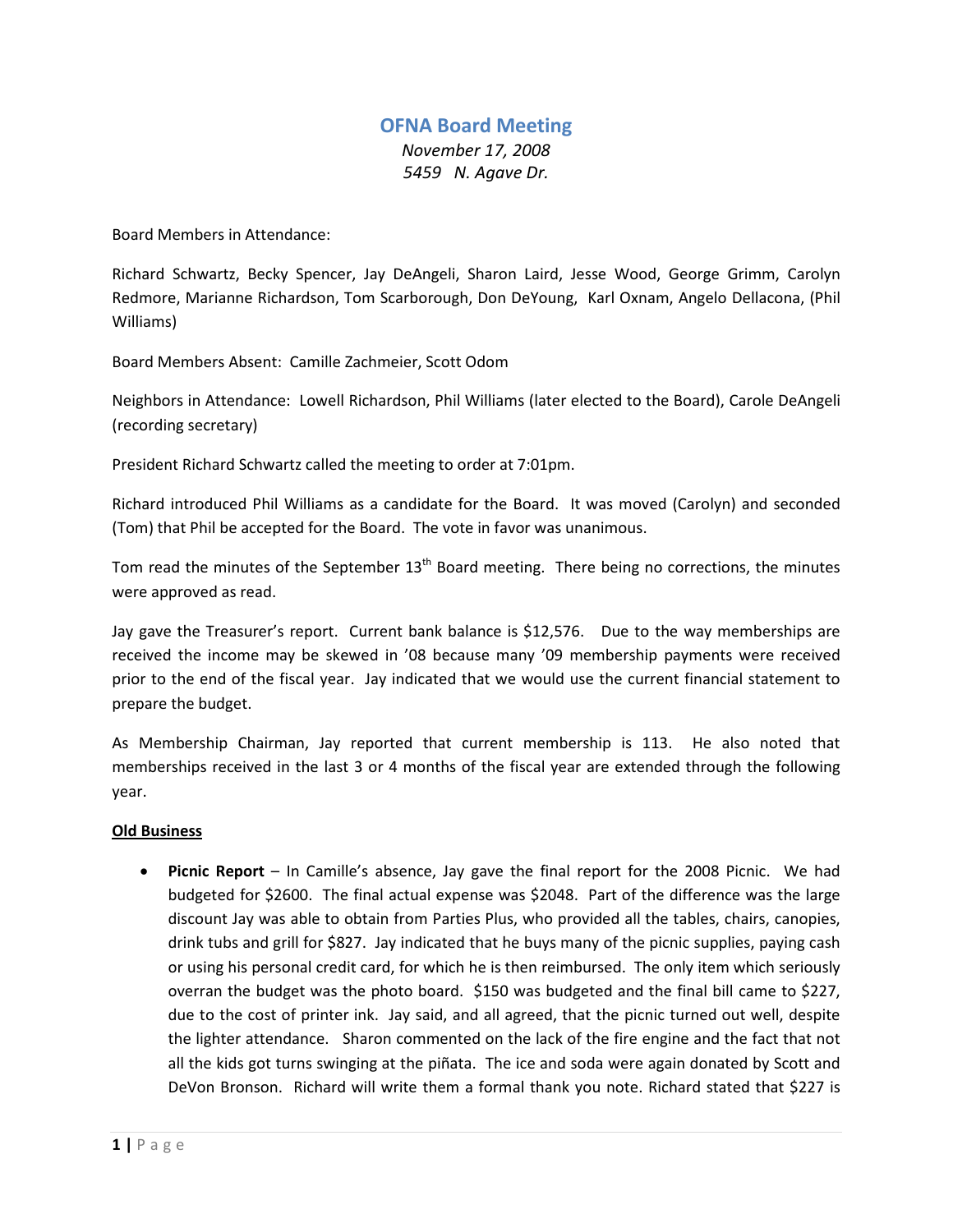# OFNA Board Meeting

*November 17, 2008*
*5459 N. Agave Dr.*

Board Members in Attendance:

Richard Schwartz, Becky Spencer, Jay DeAngeli, Sharon Laird, Jesse Wood, George Grimm, Carolyn Redmore, Marianne Richardson, Tom Scarborough, Don DeYoung, Karl Oxnam, Angelo Dellacona, (Phil Williams)

Board Members Absent: Camille Zachmeier, Scott Odom

Neighbors in Attendance: Lowell Richardson, Phil Williams (later elected to the Board), Carole DeAngeli (recording secretary)

President Richard Schwartz called the meeting to order at 7:01pm.

Richard introduced Phil Williams as a candidate for the Board. It was moved (Carolyn) and seconded (Tom) that Phil be accepted for the Board. The vote in favor was unanimous.

Tom read the minutes of the September 13th Board meeting. There being no corrections, the minutes were approved as read.

Jay gave the Treasurer's report. Current bank balance is $12,576. Due to the way memberships are received the income may be skewed in '08 because many '09 membership payments were received prior to the end of the fiscal year. Jay indicated that we would use the current financial statement to prepare the budget.

As Membership Chairman, Jay reported that current membership is 113. He also noted that memberships received in the last 3 or 4 months of the fiscal year are extended through the following year.

## Old Business

- **Picnic Report** – In Camille's absence, Jay gave the final report for the 2008 Picnic. We had budgeted for $2600. The final actual expense was $2048. Part of the difference was the large discount Jay was able to obtain from Parties Plus, who provided all the tables, chairs, canopies, drink tubs and grill for $827. Jay indicated that he buys many of the picnic supplies, paying cash or using his personal credit card, for which he is then reimbursed. The only item which seriously overran the budget was the photo board. $150 was budgeted and the final bill came to $227, due to the cost of printer ink. Jay said, and all agreed, that the picnic turned out well, despite the lighter attendance. Sharon commented on the lack of the fire engine and the fact that not all the kids got turns swinging at the piñata. The ice and soda were again donated by Scott and DeVon Bronson. Richard will write them a formal thank you note. Richard stated that $227 is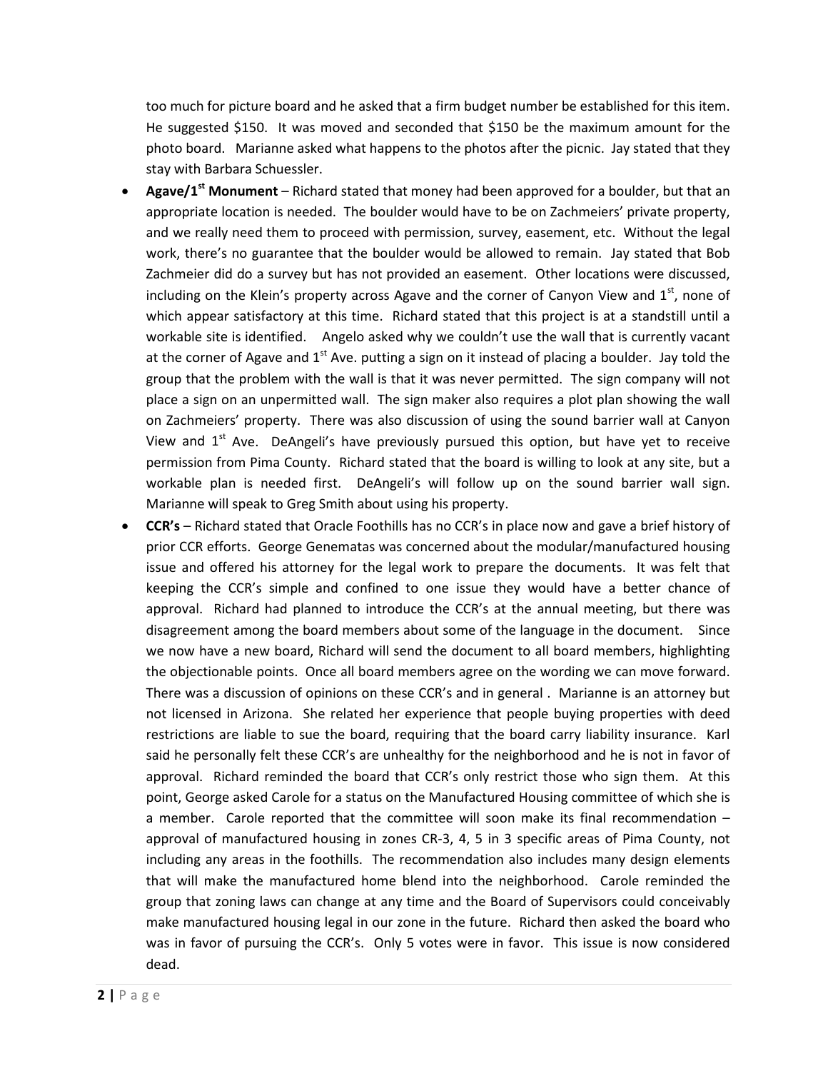too much for picture board and he asked that a firm budget number be established for this item. He suggested $150. It was moved and seconded that $150 be the maximum amount for the photo board. Marianne asked what happens to the photos after the picnic. Jay stated that they stay with Barbara Schuessler.

- **Agave/1st Monument** – Richard stated that money had been approved for a boulder, but that an appropriate location is needed. The boulder would have to be on Zachmeiers' private property, and we really need them to proceed with permission, survey, easement, etc. Without the legal work, there's no guarantee that the boulder would be allowed to remain. Jay stated that Bob Zachmeier did do a survey but has not provided an easement. Other locations were discussed, including on the Klein's property across Agave and the corner of Canyon View and 1st, none of which appear satisfactory at this time. Richard stated that this project is at a standstill until a workable site is identified. Angelo asked why we couldn't use the wall that is currently vacant at the corner of Agave and 1st Ave. putting a sign on it instead of placing a boulder. Jay told the group that the problem with the wall is that it was never permitted. The sign company will not place a sign on an unpermitted wall. The sign maker also requires a plot plan showing the wall on Zachmeiers' property. There was also discussion of using the sound barrier wall at Canyon View and 1st Ave. DeAngeli's have previously pursued this option, but have yet to receive permission from Pima County. Richard stated that the board is willing to look at any site, but a workable plan is needed first. DeAngeli's will follow up on the sound barrier wall sign. Marianne will speak to Greg Smith about using his property.
- **CCR's** – Richard stated that Oracle Foothills has no CCR's in place now and gave a brief history of prior CCR efforts. George Genematas was concerned about the modular/manufactured housing issue and offered his attorney for the legal work to prepare the documents. It was felt that keeping the CCR's simple and confined to one issue they would have a better chance of approval. Richard had planned to introduce the CCR's at the annual meeting, but there was disagreement among the board members about some of the language in the document. Since we now have a new board, Richard will send the document to all board members, highlighting the objectionable points. Once all board members agree on the wording we can move forward. There was a discussion of opinions on these CCR's and in general . Marianne is an attorney but not licensed in Arizona. She related her experience that people buying properties with deed restrictions are liable to sue the board, requiring that the board carry liability insurance. Karl said he personally felt these CCR's are unhealthy for the neighborhood and he is not in favor of approval. Richard reminded the board that CCR's only restrict those who sign them. At this point, George asked Carole for a status on the Manufactured Housing committee of which she is a member. Carole reported that the committee will soon make its final recommendation – approval of manufactured housing in zones CR-3, 4, 5 in 3 specific areas of Pima County, not including any areas in the foothills. The recommendation also includes many design elements that will make the manufactured home blend into the neighborhood. Carole reminded the group that zoning laws can change at any time and the Board of Supervisors could conceivably make manufactured housing legal in our zone in the future. Richard then asked the board who was in favor of pursuing the CCR's. Only 5 votes were in favor. This issue is now considered dead.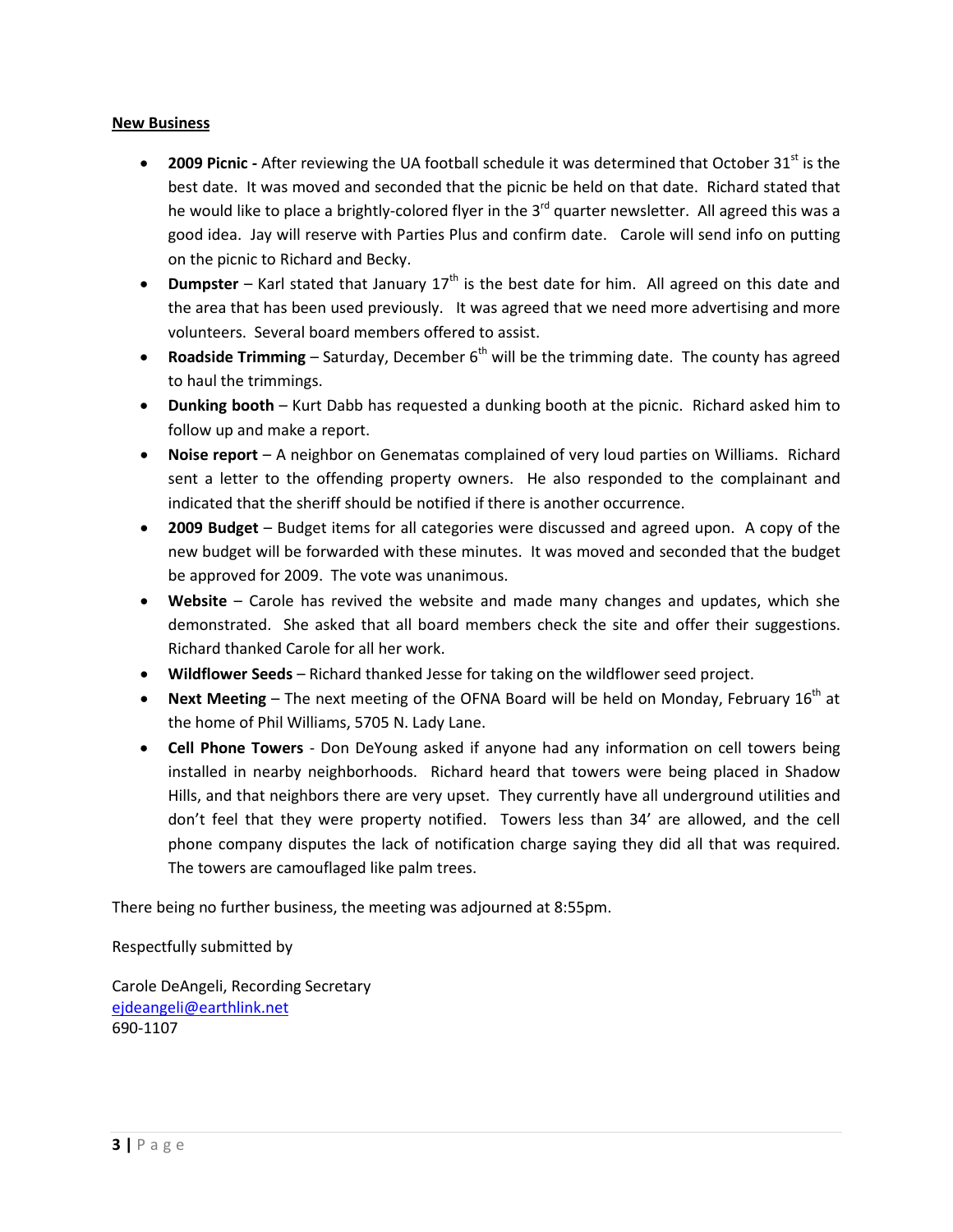## New Business

- **2009 Picnic -** After reviewing the UA football schedule it was determined that October 31st is the best date. It was moved and seconded that the picnic be held on that date. Richard stated that he would like to place a brightly-colored flyer in the 3rd quarter newsletter. All agreed this was a good idea. Jay will reserve with Parties Plus and confirm date. Carole will send info on putting on the picnic to Richard and Becky.
- **Dumpster** – Karl stated that January 17th is the best date for him. All agreed on this date and the area that has been used previously. It was agreed that we need more advertising and more volunteers. Several board members offered to assist.
- **Roadside Trimming** – Saturday, December 6th will be the trimming date. The county has agreed to haul the trimmings.
- **Dunking booth** – Kurt Dabb has requested a dunking booth at the picnic. Richard asked him to follow up and make a report.
- **Noise report** – A neighbor on Genematas complained of very loud parties on Williams. Richard sent a letter to the offending property owners. He also responded to the complainant and indicated that the sheriff should be notified if there is another occurrence.
- **2009 Budget** – Budget items for all categories were discussed and agreed upon. A copy of the new budget will be forwarded with these minutes. It was moved and seconded that the budget be approved for 2009. The vote was unanimous.
- **Website** – Carole has revived the website and made many changes and updates, which she demonstrated. She asked that all board members check the site and offer their suggestions. Richard thanked Carole for all her work.
- **Wildflower Seeds** – Richard thanked Jesse for taking on the wildflower seed project.
- **Next Meeting** – The next meeting of the OFNA Board will be held on Monday, February 16th at the home of Phil Williams, 5705 N. Lady Lane.
- **Cell Phone Towers** - Don DeYoung asked if anyone had any information on cell towers being installed in nearby neighborhoods. Richard heard that towers were being placed in Shadow Hills, and that neighbors there are very upset. They currently have all underground utilities and don't feel that they were property notified. Towers less than 34' are allowed, and the cell phone company disputes the lack of notification charge saying they did all that was required. The towers are camouflaged like palm trees.

There being no further business, the meeting was adjourned at 8:55pm.

Respectfully submitted by

Carole DeAngeli, Recording Secretary
ejdeangeli@earthlink.net
690-1107